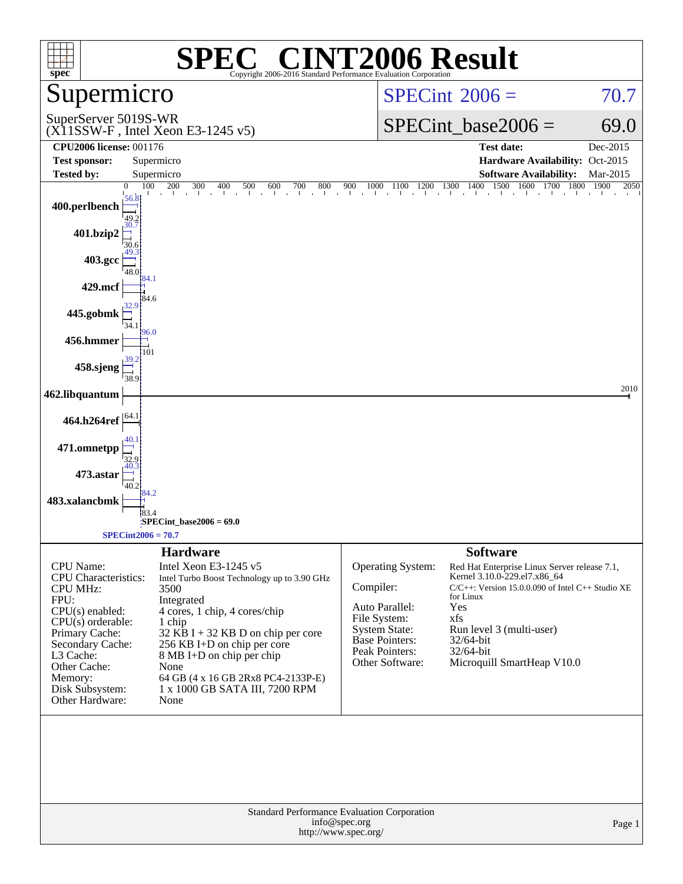# SPEC® CINT2006 Result

Copyright 2006-2016 Standard Performance Evaluation Corporation

## Supermicro

SuperServer 5019S-WR
(X11SSW-F , Intel Xeon E3-1245 v5)

SPECint 2006 = 70.7

SPECint_base2006 = 69.0

| | | | |
|---|---|---|---|
| **CPU2006 license:** | 001176 | **Test date:** | Dec-2015 |
| **Test sponsor:** | Supermicro | **Hardware Availability:** | Oct-2015 |
| **Tested by:** | Supermicro | **Software Availability:** | Mar-2015 |

0 100 200 300 400 500 600 700 800 900 1000 1100 1200 1300 1400 1500 1600 1700 1800 1900 2050

400.perlbench 56.8 49.2
401.bzip2 30.7 30.6
403.gcc 49.3 48.0
429.mcf 84.1 84.6
445.gobmk 32.9 34.1
456.hmmer 96.0 101
458.sjeng 39.2 38.9
462.libquantum 2010
464.h264ref 64.1
471.omnetpp 40.1 32.9
473.astar 40.3 40.2
483.xalancbmk 84.2 83.4

SPECint_base2006 = 69.0
SPECint2006 = 70.7

## Hardware

| | |
|---|---|
| CPU Name: | Intel Xeon E3-1245 v5 |
| CPU Characteristics: | Intel Turbo Boost Technology up to 3.90 GHz |
| CPU MHz: | 3500 |
| FPU: | Integrated |
| CPU(s) enabled: | 4 cores, 1 chip, 4 cores/chip |
| CPU(s) orderable: | 1 chip |
| Primary Cache: | 32 KB I + 32 KB D on chip per core |
| Secondary Cache: | 256 KB I+D on chip per core |
| L3 Cache: | 8 MB I+D on chip per chip |
| Other Cache: | None |
| Memory: | 64 GB (4 x 16 GB 2Rx8 PC4-2133P-E) |
| Disk Subsystem: | 1 x 1000 GB SATA III, 7200 RPM |
| Other Hardware: | None |

## Software

| | |
|---|---|
| Operating System: | Red Hat Enterprise Linux Server release 7.1, Kernel 3.10.0-229.el7.x86_64 |
| Compiler: | C/C++: Version 15.0.0.090 of Intel C++ Studio XE for Linux |
| Auto Parallel: | Yes |
| File System: | xfs |
| System State: | Run level 3 (multi-user) |
| Base Pointers: | 32/64-bit |
| Peak Pointers: | 32/64-bit |
| Other Software: | Microquill SmartHeap V10.0 |

Standard Performance Evaluation Corporation
info@spec.org
http://www.spec.org/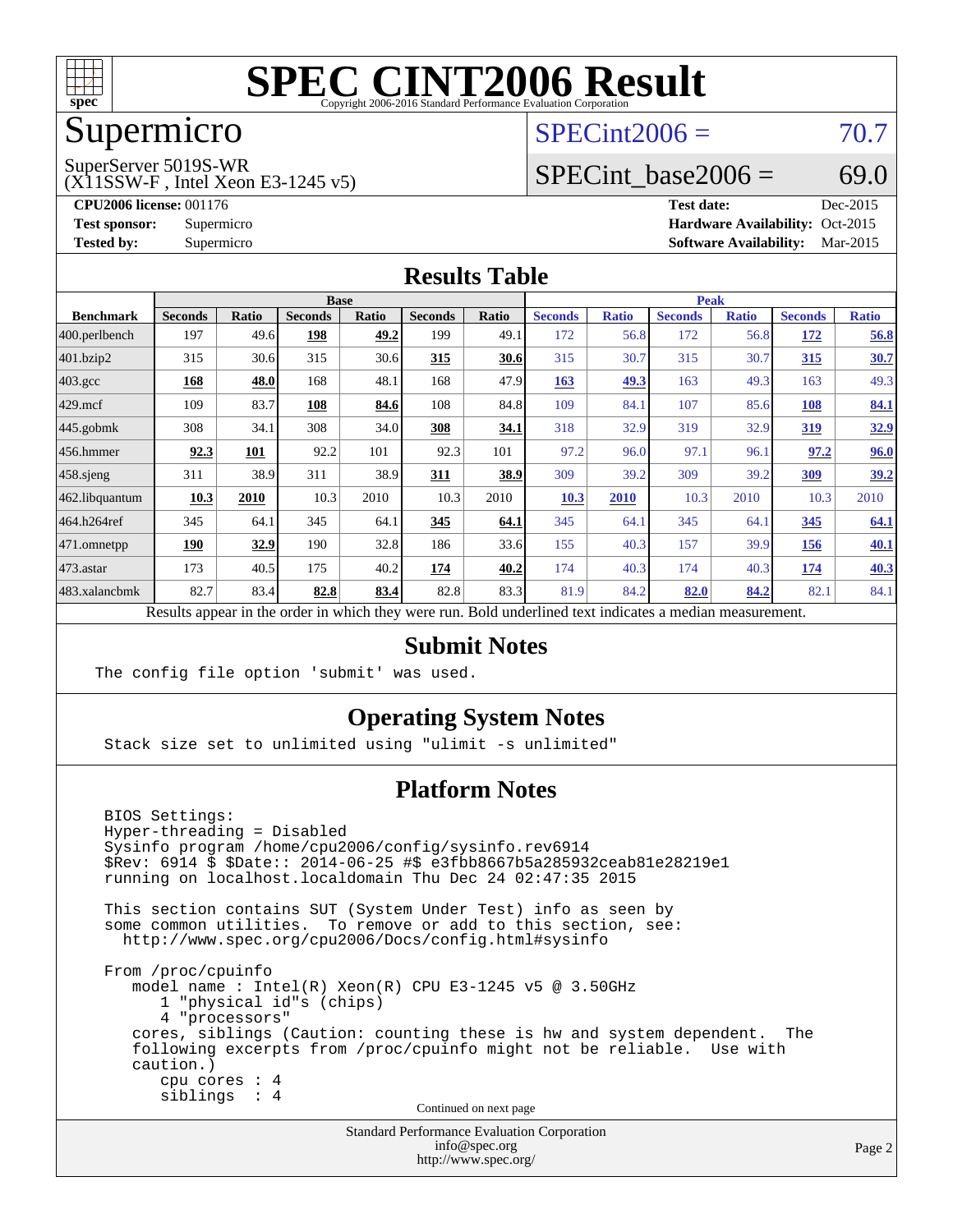# SPEC CINT2006 Result

Copyright 2006-2016 Standard Performance Evaluation Corporation

## Supermicro

SuperServer 5019S-WR
(X11SSW-F , Intel Xeon E3-1245 v5)

SPECint2006 = 70.7

SPECint_base2006 = 69.0

**CPU2006 license:** 001176
**Test sponsor:** Supermicro
**Tested by:** Supermicro

**Test date:** Dec-2015
**Hardware Availability:** Oct-2015
**Software Availability:** Mar-2015

## Results Table

| | Base | | | | | | Peak | | | | | |
|---|---|---|---|---|---|---|---|---|---|---|---|---|
| **Benchmark** | **Seconds** | **Ratio** | **Seconds** | **Ratio** | **Seconds** | **Ratio** | **Seconds** | **Ratio** | **Seconds** | **Ratio** | **Seconds** | **Ratio** |
| 400.perlbench | 197 | 49.6 | **198** | **49.2** | 199 | 49.1 | 172 | 56.8 | 172 | 56.8 | **172** | **56.8** |
| 401.bzip2 | 315 | 30.6 | 315 | 30.6 | **315** | **30.6** | 315 | 30.7 | 315 | 30.7 | **315** | **30.7** |
| 403.gcc | **168** | **48.0** | 168 | 48.1 | 168 | 47.9 | **163** | **49.3** | 163 | 49.3 | 163 | 49.3 |
| 429.mcf | 109 | 83.7 | **108** | **84.6** | 108 | 84.8 | 109 | 84.1 | 107 | 85.6 | **108** | **84.1** |
| 445.gobmk | 308 | 34.1 | 308 | 34.0 | **308** | **34.1** | 318 | 32.9 | 319 | 32.9 | **319** | **32.9** |
| 456.hmmer | **92.3** | **101** | 92.2 | 101 | 92.3 | 101 | 97.2 | 96.0 | 97.1 | 96.1 | **97.2** | **96.0** |
| 458.sjeng | 311 | 38.9 | 311 | 38.9 | **311** | **38.9** | 309 | 39.2 | 309 | 39.2 | **309** | **39.2** |
| 462.libquantum | **10.3** | **2010** | 10.3 | 2010 | 10.3 | 2010 | **10.3** | **2010** | 10.3 | 2010 | 10.3 | 2010 |
| 464.h264ref | 345 | 64.1 | 345 | 64.1 | **345** | **64.1** | 345 | 64.1 | 345 | 64.1 | **345** | **64.1** |
| 471.omnetpp | **190** | **32.9** | 190 | 32.8 | 186 | 33.6 | 155 | 40.3 | 157 | 39.9 | **156** | **40.1** |
| 473.astar | 173 | 40.5 | 175 | 40.2 | **174** | **40.2** | 174 | 40.3 | 174 | 40.3 | **174** | **40.3** |
| 483.xalancbmk | 82.7 | 83.4 | **82.8** | **83.4** | 82.8 | 83.3 | 81.9 | 84.2 | **82.0** | **84.2** | 82.1 | 84.1 |

Results appear in the order in which they were run. Bold underlined text indicates a median measurement.

## Submit Notes

```
The config file option 'submit' was used.
```

## Operating System Notes

```
Stack size set to unlimited using "ulimit -s unlimited"
```

## Platform Notes

```
BIOS Settings:
Hyper-threading = Disabled
Sysinfo program /home/cpu2006/config/sysinfo.rev6914
$Rev: 6914 $ $Date:: 2014-06-25 #$ e3fbb8667b5a285932ceab81e28219e1
running on localhost.localdomain Thu Dec 24 02:47:35 2015

This section contains SUT (System Under Test) info as seen by
some common utilities.  To remove or add to this section, see:
  http://www.spec.org/cpu2006/Docs/config.html#sysinfo

From /proc/cpuinfo
   model name : Intel(R) Xeon(R) CPU E3-1245 v5 @ 3.50GHz
      1 "physical id"s (chips)
      4 "processors"
   cores, siblings (Caution: counting these is hw and system dependent.  The
   following excerpts from /proc/cpuinfo might not be reliable.  Use with
   caution.)
      cpu cores : 4
      siblings  : 4
```

Continued on next page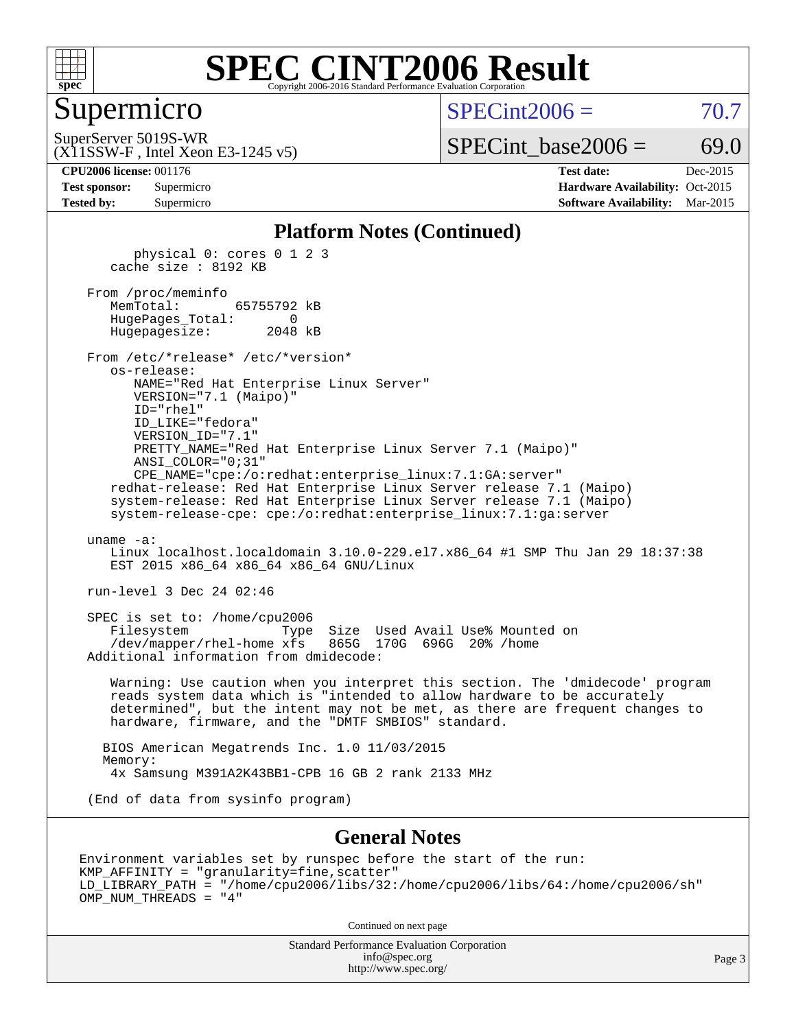# SPEC CINT2006 Result

Copyright 2006-2016 Standard Performance Evaluation Corporation

## Supermicro

SuperServer 5019S-WR
(X11SSW-F , Intel Xeon E3-1245 v5)

SPECint2006 = 70.7

SPECint_base2006 = 69.0

**CPU2006 license:** 001176
**Test sponsor:** Supermicro
**Tested by:** Supermicro

**Test date:** Dec-2015
**Hardware Availability:** Oct-2015
**Software Availability:** Mar-2015

## Platform Notes (Continued)

```
        physical 0: cores 0 1 2 3
     cache size : 8192 KB

  From /proc/meminfo
     MemTotal:       65755792 kB
     HugePages_Total:       0
     Hugepagesize:       2048 kB

  From /etc/*release* /etc/*version*
     os-release:
        NAME="Red Hat Enterprise Linux Server"
        VERSION="7.1 (Maipo)"
        ID="rhel"
        ID_LIKE="fedora"
        VERSION_ID="7.1"
        PRETTY_NAME="Red Hat Enterprise Linux Server 7.1 (Maipo)"
        ANSI_COLOR="0;31"
        CPE_NAME="cpe:/o:redhat:enterprise_linux:7.1:GA:server"
     redhat-release: Red Hat Enterprise Linux Server release 7.1 (Maipo)
     system-release: Red Hat Enterprise Linux Server release 7.1 (Maipo)
     system-release-cpe: cpe:/o:redhat:enterprise_linux:7.1:ga:server

  uname -a:
     Linux localhost.localdomain 3.10.0-229.el7.x86_64 #1 SMP Thu Jan 29 18:37:38
     EST 2015 x86_64 x86_64 x86_64 GNU/Linux

  run-level 3 Dec 24 02:46

  SPEC is set to: /home/cpu2006
     Filesystem            Type  Size  Used Avail Use% Mounted on
     /dev/mapper/rhel-home xfs   865G  170G  696G  20% /home
  Additional information from dmidecode:

     Warning: Use caution when you interpret this section. The 'dmidecode' program
     reads system data which is "intended to allow hardware to be accurately
     determined", but the intent may not be met, as there are frequent changes to
     hardware, firmware, and the "DMTF SMBIOS" standard.

    BIOS American Megatrends Inc. 1.0 11/03/2015
    Memory:
     4x Samsung M391A2K43BB1-CPB 16 GB 2 rank 2133 MHz

  (End of data from sysinfo program)
```

## General Notes

```
Environment variables set by runspec before the start of the run:
KMP_AFFINITY = "granularity=fine,scatter"
LD_LIBRARY_PATH = "/home/cpu2006/libs/32:/home/cpu2006/libs/64:/home/cpu2006/sh"
OMP_NUM_THREADS = "4"
```

Continued on next page

Standard Performance Evaluation Corporation
info@spec.org
http://www.spec.org/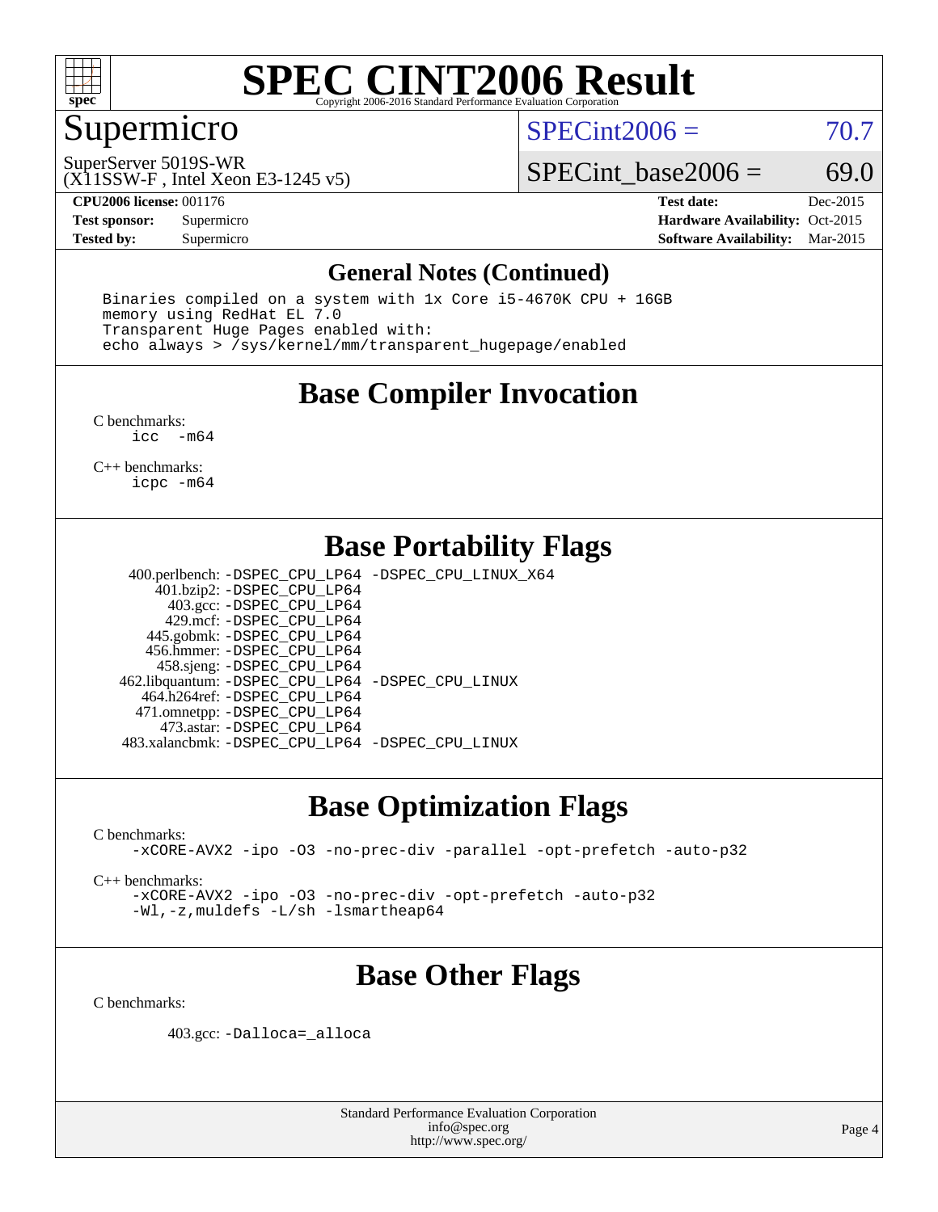# SPEC CINT2006 Result

Copyright 2006-2016 Standard Performance Evaluation Corporation

## Supermicro

SuperServer 5019S-WR
(X11SSW-F , Intel Xeon E3-1245 v5)

SPECint2006 = 70.7

SPECint_base2006 = 69.0

**CPU2006 license:** 001176
**Test sponsor:** Supermicro
**Tested by:** Supermicro

**Test date:** Dec-2015
**Hardware Availability:** Oct-2015
**Software Availability:** Mar-2015

## General Notes (Continued)

```
Binaries compiled on a system with 1x Core i5-4670K CPU + 16GB
memory using RedHat EL 7.0
Transparent Huge Pages enabled with:
echo always > /sys/kernel/mm/transparent_hugepage/enabled
```

## Base Compiler Invocation

C benchmarks:
```
icc  -m64
```

C++ benchmarks:
```
icpc -m64
```

## Base Portability Flags

```
400.perlbench: -DSPEC_CPU_LP64 -DSPEC_CPU_LINUX_X64
    401.bzip2: -DSPEC_CPU_LP64
      403.gcc: -DSPEC_CPU_LP64
      429.mcf: -DSPEC_CPU_LP64
    445.gobmk: -DSPEC_CPU_LP64
    456.hmmer: -DSPEC_CPU_LP64
    458.sjeng: -DSPEC_CPU_LP64
462.libquantum: -DSPEC_CPU_LP64 -DSPEC_CPU_LINUX
  464.h264ref: -DSPEC_CPU_LP64
  471.omnetpp: -DSPEC_CPU_LP64
    473.astar: -DSPEC_CPU_LP64
483.xalancbmk: -DSPEC_CPU_LP64 -DSPEC_CPU_LINUX
```

## Base Optimization Flags

C benchmarks:
```
-xCORE-AVX2 -ipo -O3 -no-prec-div -parallel -opt-prefetch -auto-p32
```

C++ benchmarks:
```
-xCORE-AVX2 -ipo -O3 -no-prec-div -opt-prefetch -auto-p32
-Wl,-z,muldefs -L/sh -lsmartheap64
```

## Base Other Flags

C benchmarks:

```
403.gcc: -Dalloca=_alloca
```

Standard Performance Evaluation Corporation
info@spec.org
http://www.spec.org/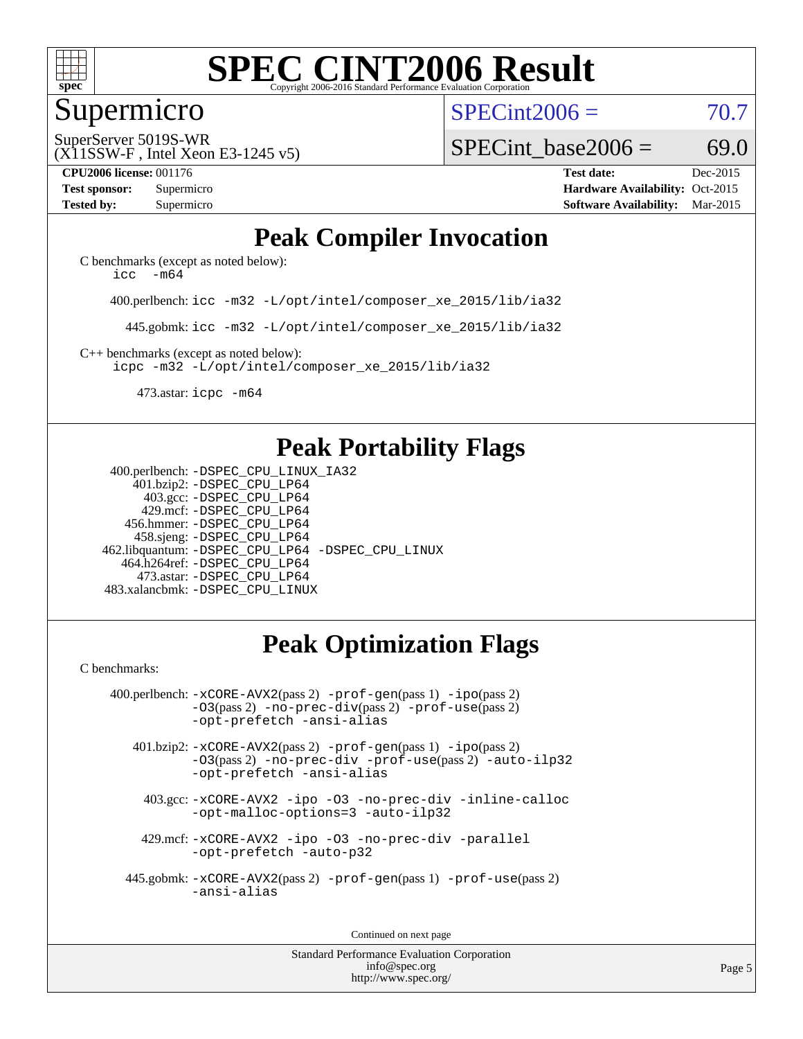# SPEC CINT2006 Result

Copyright 2006-2016 Standard Performance Evaluation Corporation

## Supermicro

SuperServer 5019S-WR
(X11SSW-F , Intel Xeon E3-1245 v5)

SPECint2006 = 70.7

SPECint_base2006 = 69.0

**CPU2006 license:** 001176
**Test sponsor:** Supermicro
**Tested by:** Supermicro

**Test date:** Dec-2015
**Hardware Availability:** Oct-2015
**Software Availability:** Mar-2015

## Peak Compiler Invocation

C benchmarks (except as noted below):
`icc -m64`

400.perlbench: `icc -m32 -L/opt/intel/composer_xe_2015/lib/ia32`

445.gobmk: `icc -m32 -L/opt/intel/composer_xe_2015/lib/ia32`

C++ benchmarks (except as noted below):
`icpc -m32 -L/opt/intel/composer_xe_2015/lib/ia32`

473.astar: `icpc -m64`

## Peak Portability Flags

400.perlbench: -DSPEC_CPU_LINUX_IA32
401.bzip2: -DSPEC_CPU_LP64
403.gcc: -DSPEC_CPU_LP64
429.mcf: -DSPEC_CPU_LP64
456.hmmer: -DSPEC_CPU_LP64
458.sjeng: -DSPEC_CPU_LP64
462.libquantum: -DSPEC_CPU_LP64 -DSPEC_CPU_LINUX
464.h264ref: -DSPEC_CPU_LP64
473.astar: -DSPEC_CPU_LP64
483.xalancbmk: -DSPEC_CPU_LINUX

## Peak Optimization Flags

C benchmarks:

400.perlbench: -xCORE-AVX2(pass 2) -prof-gen(pass 1) -ipo(pass 2) -O3(pass 2) -no-prec-div(pass 2) -prof-use(pass 2) -opt-prefetch -ansi-alias

401.bzip2: -xCORE-AVX2(pass 2) -prof-gen(pass 1) -ipo(pass 2) -O3(pass 2) -no-prec-div -prof-use(pass 2) -auto-ilp32 -opt-prefetch -ansi-alias

403.gcc: -xCORE-AVX2 -ipo -O3 -no-prec-div -inline-calloc -opt-malloc-options=3 -auto-ilp32

429.mcf: -xCORE-AVX2 -ipo -O3 -no-prec-div -parallel -opt-prefetch -auto-p32

445.gobmk: -xCORE-AVX2(pass 2) -prof-gen(pass 1) -prof-use(pass 2) -ansi-alias

Continued on next page

Standard Performance Evaluation Corporation
info@spec.org
http://www.spec.org/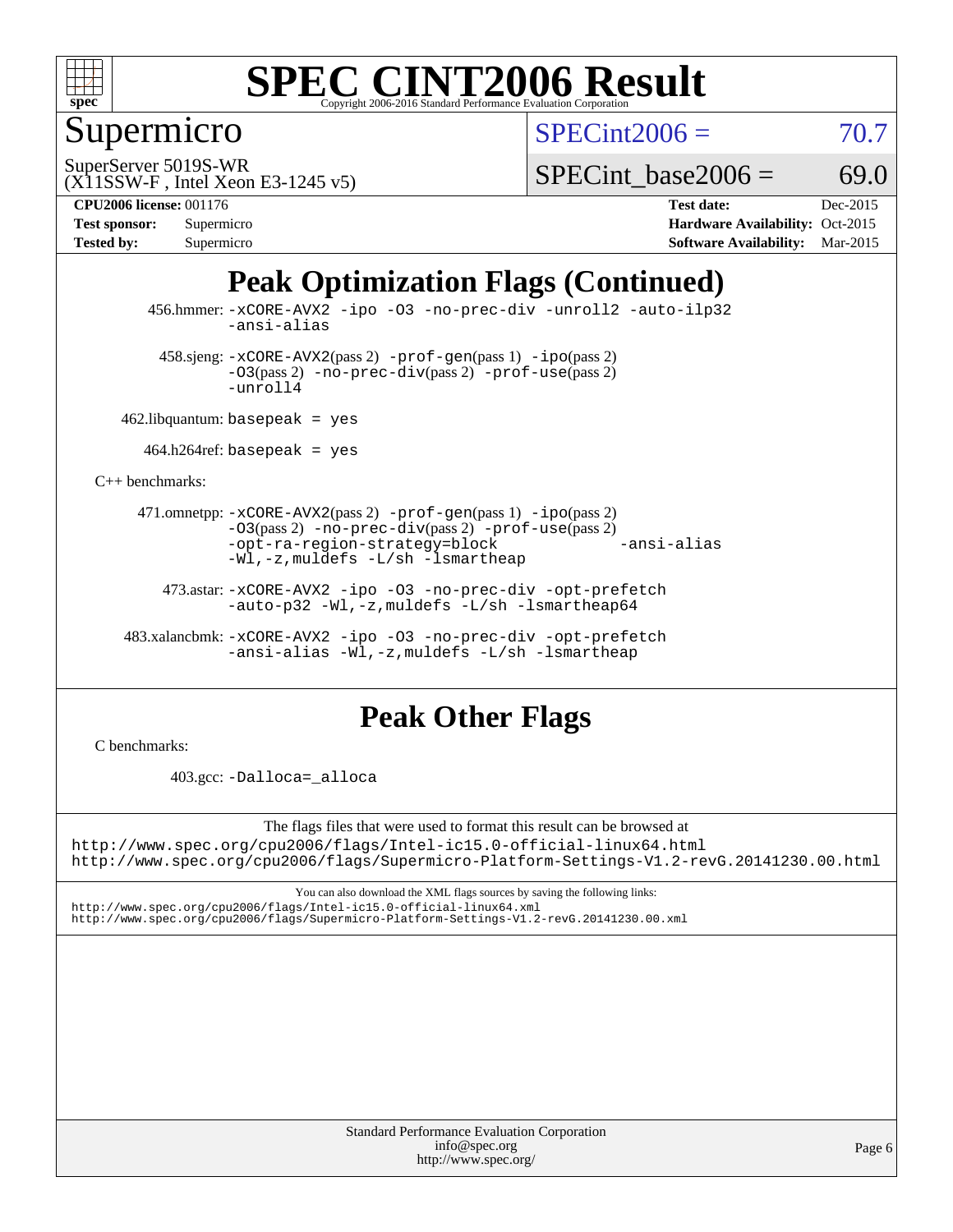# SPEC CINT2006 Result

Copyright 2006-2016 Standard Performance Evaluation Corporation

## Supermicro

SuperServer 5019S-WR
(X11SSW-F , Intel Xeon E3-1245 v5)

SPECint2006 = 70.7

SPECint_base2006 = 69.0

| | | | |
|---|---|---|---|
| **CPU2006 license:** | 001176 | **Test date:** | Dec-2015 |
| **Test sponsor:** | Supermicro | **Hardware Availability:** | Oct-2015 |
| **Tested by:** | Supermicro | **Software Availability:** | Mar-2015 |

## Peak Optimization Flags (Continued)

456.hmmer: -xCORE-AVX2 -ipo -O3 -no-prec-div -unroll2 -auto-ilp32 -ansi-alias

458.sjeng: -xCORE-AVX2(pass 2) -prof-gen(pass 1) -ipo(pass 2) -O3(pass 2) -no-prec-div(pass 2) -prof-use(pass 2) -unroll4

462.libquantum: basepeak = yes

464.h264ref: basepeak = yes

C++ benchmarks:

471.omnetpp: -xCORE-AVX2(pass 2) -prof-gen(pass 1) -ipo(pass 2) -O3(pass 2) -no-prec-div(pass 2) -prof-use(pass 2) -opt-ra-region-strategy=block -ansi-alias -Wl,-z,muldefs -L/sh -lsmartheap

473.astar: -xCORE-AVX2 -ipo -O3 -no-prec-div -opt-prefetch -auto-p32 -Wl,-z,muldefs -L/sh -lsmartheap64

483.xalancbmk: -xCORE-AVX2 -ipo -O3 -no-prec-div -opt-prefetch -ansi-alias -Wl,-z,muldefs -L/sh -lsmartheap

## Peak Other Flags

C benchmarks:

403.gcc: -Dalloca=_alloca

The flags files that were used to format this result can be browsed at
http://www.spec.org/cpu2006/flags/Intel-ic15.0-official-linux64.html
http://www.spec.org/cpu2006/flags/Supermicro-Platform-Settings-V1.2-revG.20141230.00.html

You can also download the XML flags sources by saving the following links:
http://www.spec.org/cpu2006/flags/Intel-ic15.0-official-linux64.xml
http://www.spec.org/cpu2006/flags/Supermicro-Platform-Settings-V1.2-revG.20141230.00.xml

Standard Performance Evaluation Corporation
info@spec.org
http://www.spec.org/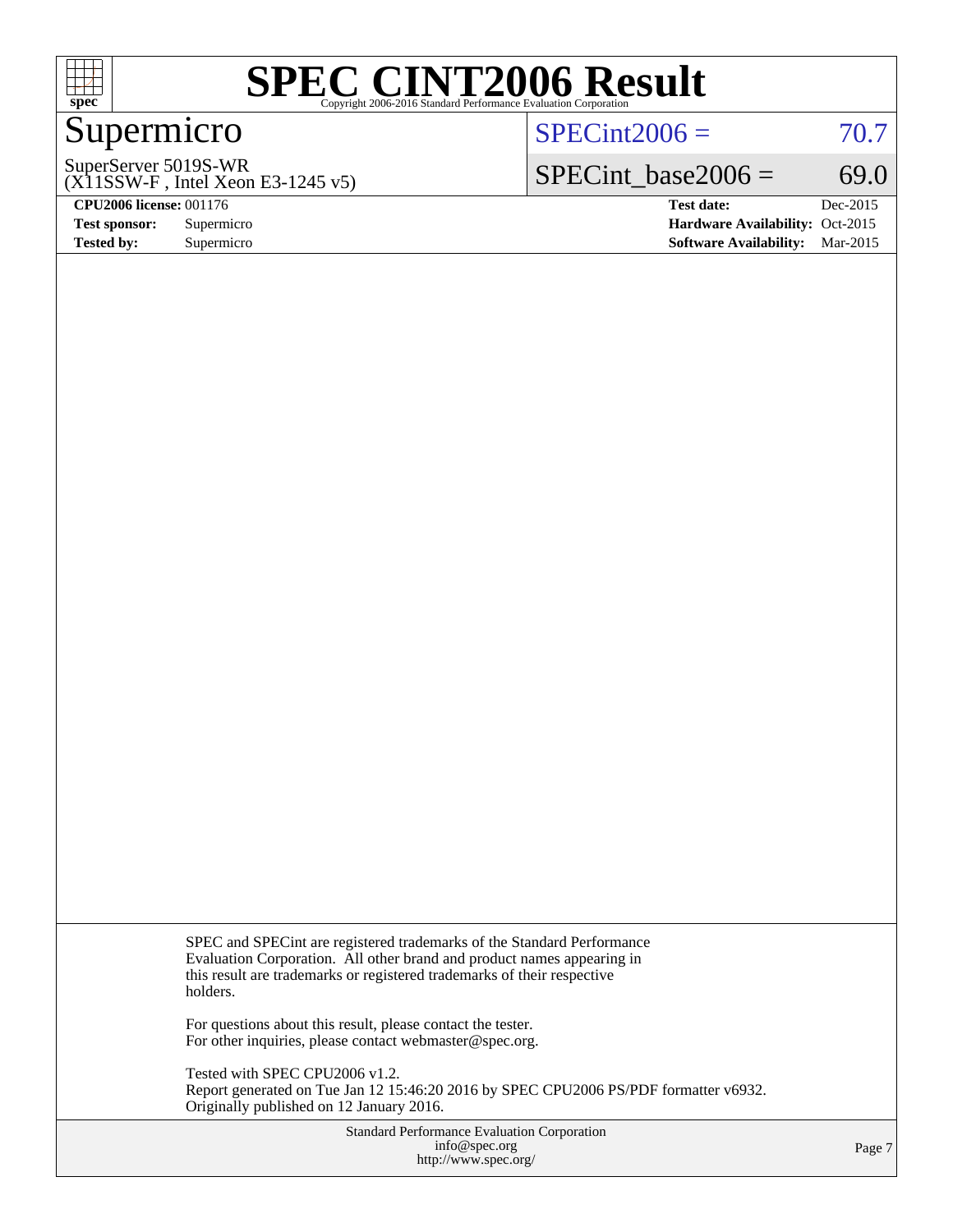SPEC and SPECint are registered trademarks of the Standard Performance Evaluation Corporation. All other brand and product names appearing in this result are trademarks or registered trademarks of their respective holders.

For questions about this result, please contact the tester.
For other inquiries, please contact webmaster@spec.org.

Tested with SPEC CPU2006 v1.2.
Report generated on Tue Jan 12 15:46:20 2016 by SPEC CPU2006 PS/PDF formatter v6932.
Originally published on 12 January 2016.